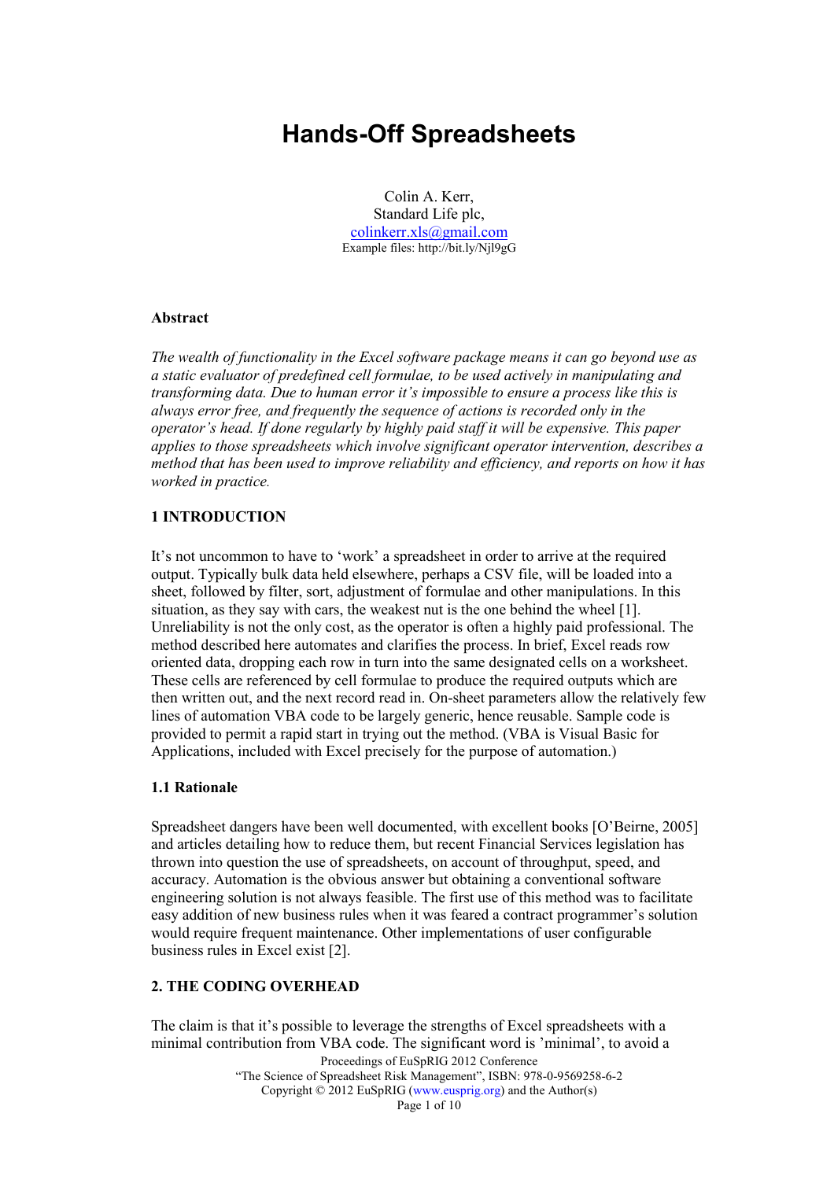# Hands-Off Spreadsheets

Colin A. Kerr,
Standard Life plc,
colinkerr.xls@gmail.com
Example files: http://bit.ly/Njl9gG

## Abstract

*The wealth of functionality in the Excel software package means it can go beyond use as a static evaluator of predefined cell formulae, to be used actively in manipulating and transforming data. Due to human error it's impossible to ensure a process like this is always error free, and frequently the sequence of actions is recorded only in the operator's head. If done regularly by highly paid staff it will be expensive. This paper applies to those spreadsheets which involve significant operator intervention, describes a method that has been used to improve reliability and efficiency, and reports on how it has worked in practice.*

## 1 INTRODUCTION

It's not uncommon to have to 'work' a spreadsheet in order to arrive at the required output. Typically bulk data held elsewhere, perhaps a CSV file, will be loaded into a sheet, followed by filter, sort, adjustment of formulae and other manipulations. In this situation, as they say with cars, the weakest nut is the one behind the wheel [1]. Unreliability is not the only cost, as the operator is often a highly paid professional. The method described here automates and clarifies the process. In brief, Excel reads row oriented data, dropping each row in turn into the same designated cells on a worksheet. These cells are referenced by cell formulae to produce the required outputs which are then written out, and the next record read in. On-sheet parameters allow the relatively few lines of automation VBA code to be largely generic, hence reusable. Sample code is provided to permit a rapid start in trying out the method. (VBA is Visual Basic for Applications, included with Excel precisely for the purpose of automation.)

### 1.1 Rationale

Spreadsheet dangers have been well documented, with excellent books [O'Beirne, 2005] and articles detailing how to reduce them, but recent Financial Services legislation has thrown into question the use of spreadsheets, on account of throughput, speed, and accuracy. Automation is the obvious answer but obtaining a conventional software engineering solution is not always feasible. The first use of this method was to facilitate easy addition of new business rules when it was feared a contract programmer's solution would require frequent maintenance. Other implementations of user configurable business rules in Excel exist [2].

## 2. THE CODING OVERHEAD

The claim is that it's possible to leverage the strengths of Excel spreadsheets with a minimal contribution from VBA code. The significant word is 'minimal', to avoid a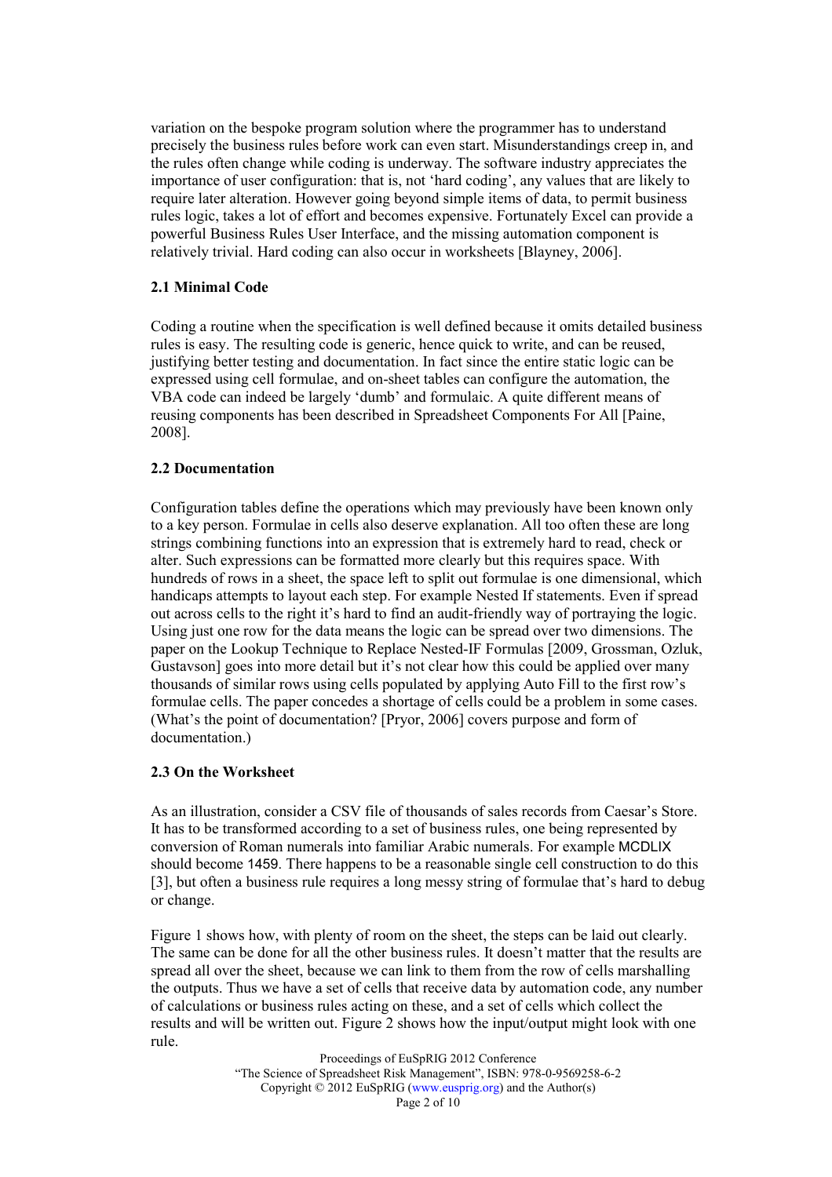variation on the bespoke program solution where the programmer has to understand precisely the business rules before work can even start. Misunderstandings creep in, and the rules often change while coding is underway. The software industry appreciates the importance of user configuration: that is, not 'hard coding', any values that are likely to require later alteration. However going beyond simple items of data, to permit business rules logic, takes a lot of effort and becomes expensive. Fortunately Excel can provide a powerful Business Rules User Interface, and the missing automation component is relatively trivial. Hard coding can also occur in worksheets [Blayney, 2006].

### 2.1 Minimal Code

Coding a routine when the specification is well defined because it omits detailed business rules is easy. The resulting code is generic, hence quick to write, and can be reused, justifying better testing and documentation. In fact since the entire static logic can be expressed using cell formulae, and on-sheet tables can configure the automation, the VBA code can indeed be largely 'dumb' and formulaic. A quite different means of reusing components has been described in Spreadsheet Components For All [Paine, 2008].

### 2.2 Documentation

Configuration tables define the operations which may previously have been known only to a key person. Formulae in cells also deserve explanation. All too often these are long strings combining functions into an expression that is extremely hard to read, check or alter. Such expressions can be formatted more clearly but this requires space. With hundreds of rows in a sheet, the space left to split out formulae is one dimensional, which handicaps attempts to layout each step. For example Nested If statements. Even if spread out across cells to the right it's hard to find an audit-friendly way of portraying the logic. Using just one row for the data means the logic can be spread over two dimensions. The paper on the Lookup Technique to Replace Nested-IF Formulas [2009, Grossman, Ozluk, Gustavson] goes into more detail but it's not clear how this could be applied over many thousands of similar rows using cells populated by applying Auto Fill to the first row's formulae cells. The paper concedes a shortage of cells could be a problem in some cases. (What's the point of documentation? [Pryor, 2006] covers purpose and form of documentation.)

### 2.3 On the Worksheet

As an illustration, consider a CSV file of thousands of sales records from Caesar's Store. It has to be transformed according to a set of business rules, one being represented by conversion of Roman numerals into familiar Arabic numerals. For example MCDLIX should become 1459. There happens to be a reasonable single cell construction to do this [3], but often a business rule requires a long messy string of formulae that's hard to debug or change.

Figure 1 shows how, with plenty of room on the sheet, the steps can be laid out clearly. The same can be done for all the other business rules. It doesn't matter that the results are spread all over the sheet, because we can link to them from the row of cells marshalling the outputs. Thus we have a set of cells that receive data by automation code, any number of calculations or business rules acting on these, and a set of cells which collect the results and will be written out. Figure 2 shows how the input/output might look with one rule.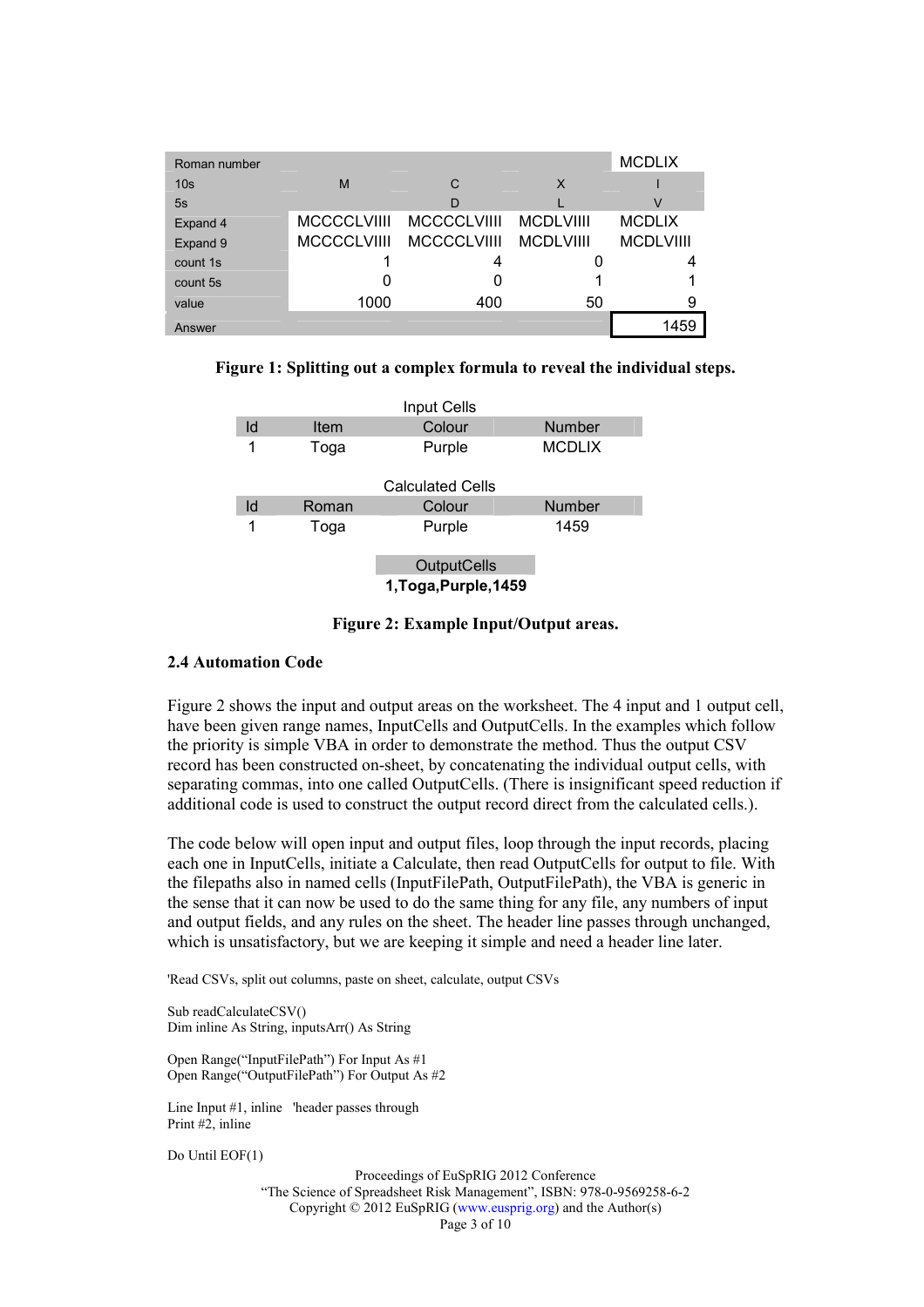| Roman number | | | | MCDLIX |
|---|---|---|---|---|
| 10s | M | C | X | I |
| 5s | | D | L | V |
| Expand 4 | MCCCCLVIIII | MCCCCLVIIII | MCDLVIIII | MCDLIX |
| Expand 9 | MCCCCLVIIII | MCCCCLVIIII | MCDLVIIII | MCDLVIIII |
| count 1s | 1 | 4 | 0 | 4 |
| count 5s | 0 | 0 | 1 | 1 |
| value | 1000 | 400 | 50 | 9 |
| Answer | | | | 1459 |

**Figure 1: Splitting out a complex formula to reveal the individual steps.**

Input Cells

| Id | Item | Colour | Number |
|---|---|---|---|
| 1 | Toga | Purple | MCDLIX |

Calculated Cells

| Id | Roman | Colour | Number |
|---|---|---|---|
| 1 | Toga | Purple | 1459 |

| OutputCells |
|---|
| **1,Toga,Purple,1459** |

**Figure 2: Example Input/Output areas.**

### 2.4 Automation Code

Figure 2 shows the input and output areas on the worksheet. The 4 input and 1 output cell, have been given range names, InputCells and OutputCells. In the examples which follow the priority is simple VBA in order to demonstrate the method. Thus the output CSV record has been constructed on-sheet, by concatenating the individual output cells, with separating commas, into one called OutputCells. (There is insignificant speed reduction if additional code is used to construct the output record direct from the calculated cells.).

The code below will open input and output files, loop through the input records, placing each one in InputCells, initiate a Calculate, then read OutputCells for output to file. With the filepaths also in named cells (InputFilePath, OutputFilePath), the VBA is generic in the sense that it can now be used to do the same thing for any file, any numbers of input and output fields, and any rules on the sheet. The header line passes through unchanged, which is unsatisfactory, but we are keeping it simple and need a header line later.

```
'Read CSVs, split out columns, paste on sheet, calculate, output CSVs

Sub readCalculateCSV()
Dim inline As String, inputsArr() As String

Open Range("InputFilePath") For Input As #1
Open Range("OutputFilePath") For Output As #2

Line Input #1, inline   'header passes through
Print #2, inline

Do Until EOF(1)
```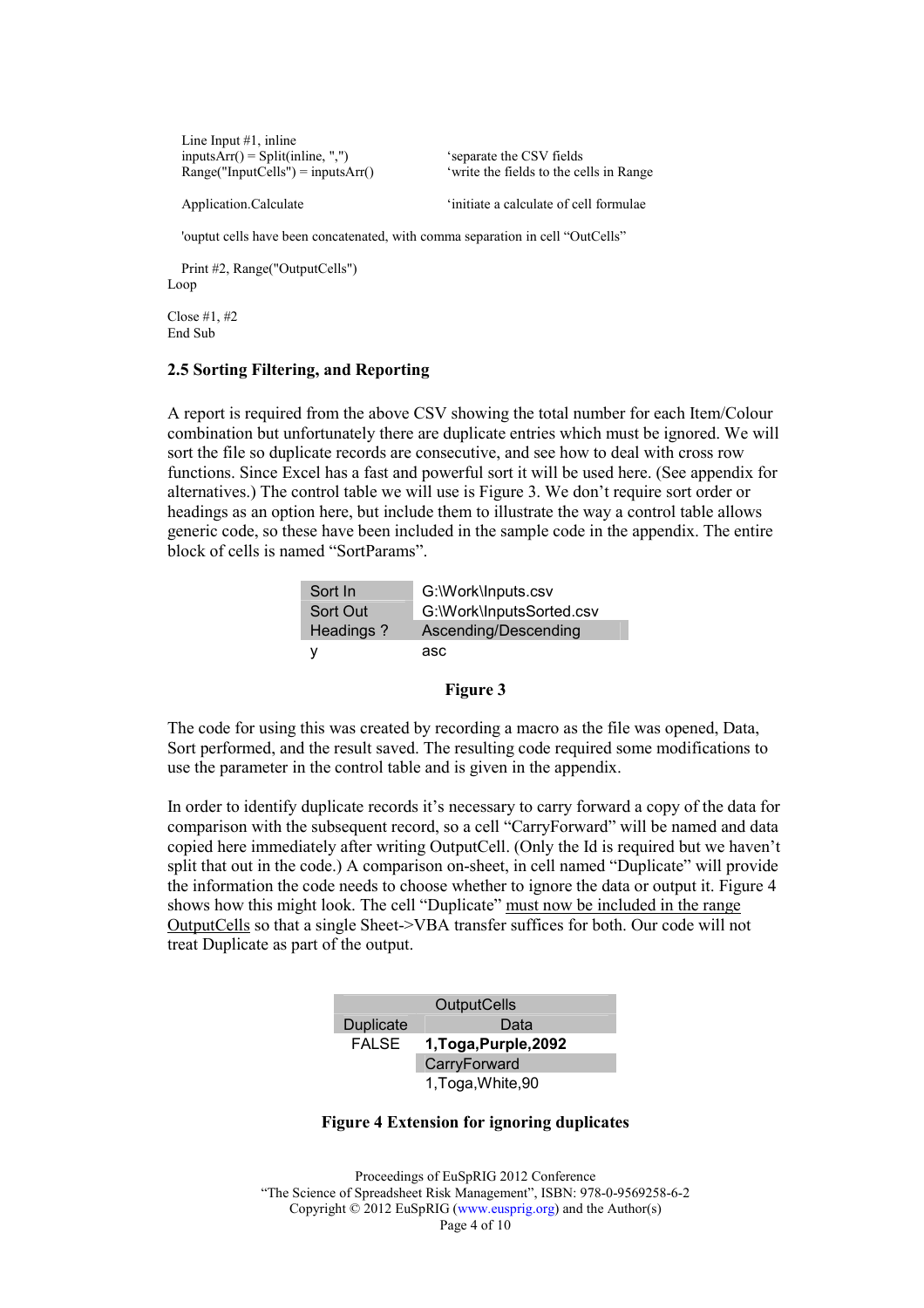```
   Line Input #1, inline
   inputsArr() = Split(inline, ",")          'separate the CSV fields
   Range("InputCells") = inputsArr()         'write the fields to the cells in Range

   Application.Calculate                     'initiate a calculate of cell formulae

   'ouptut cells have been concatenated, with comma separation in cell "OutCells"

   Print #2, Range("OutputCells")
Loop

Close #1, #2
End Sub
```

### 2.5 Sorting Filtering, and Reporting

A report is required from the above CSV showing the total number for each Item/Colour combination but unfortunately there are duplicate entries which must be ignored. We will sort the file so duplicate records are consecutive, and see how to deal with cross row functions. Since Excel has a fast and powerful sort it will be used here. (See appendix for alternatives.) The control table we will use is Figure 3. We don't require sort order or headings as an option here, but include them to illustrate the way a control table allows generic code, so these have been included in the sample code in the appendix. The entire block of cells is named "SortParams".

| | |
|---|---|
| Sort In | G:\Work\Inputs.csv |
| Sort Out | G:\Work\InputsSorted.csv |
| Headings ? | Ascending/Descending |
| y | asc |

**Figure 3**

The code for using this was created by recording a macro as the file was opened, Data, Sort performed, and the result saved. The resulting code required some modifications to use the parameter in the control table and is given in the appendix.

In order to identify duplicate records it's necessary to carry forward a copy of the data for comparison with the subsequent record, so a cell "CarryForward" will be named and data copied here immediately after writing OutputCell. (Only the Id is required but we haven't split that out in the code.) A comparison on-sheet, in cell named "Duplicate" will provide the information the code needs to choose whether to ignore the data or output it. Figure 4 shows how this might look. The cell "Duplicate" <u>must now be included in the range OutputCells</u> so that a single Sheet->VBA transfer suffices for both. Our code will not treat Duplicate as part of the output.

| OutputCells | |
|---|---|
| Duplicate | Data |
| FALSE | **1,Toga,Purple,2092** |
| | CarryForward |
| | 1,Toga,White,90 |

**Figure 4 Extension for ignoring duplicates**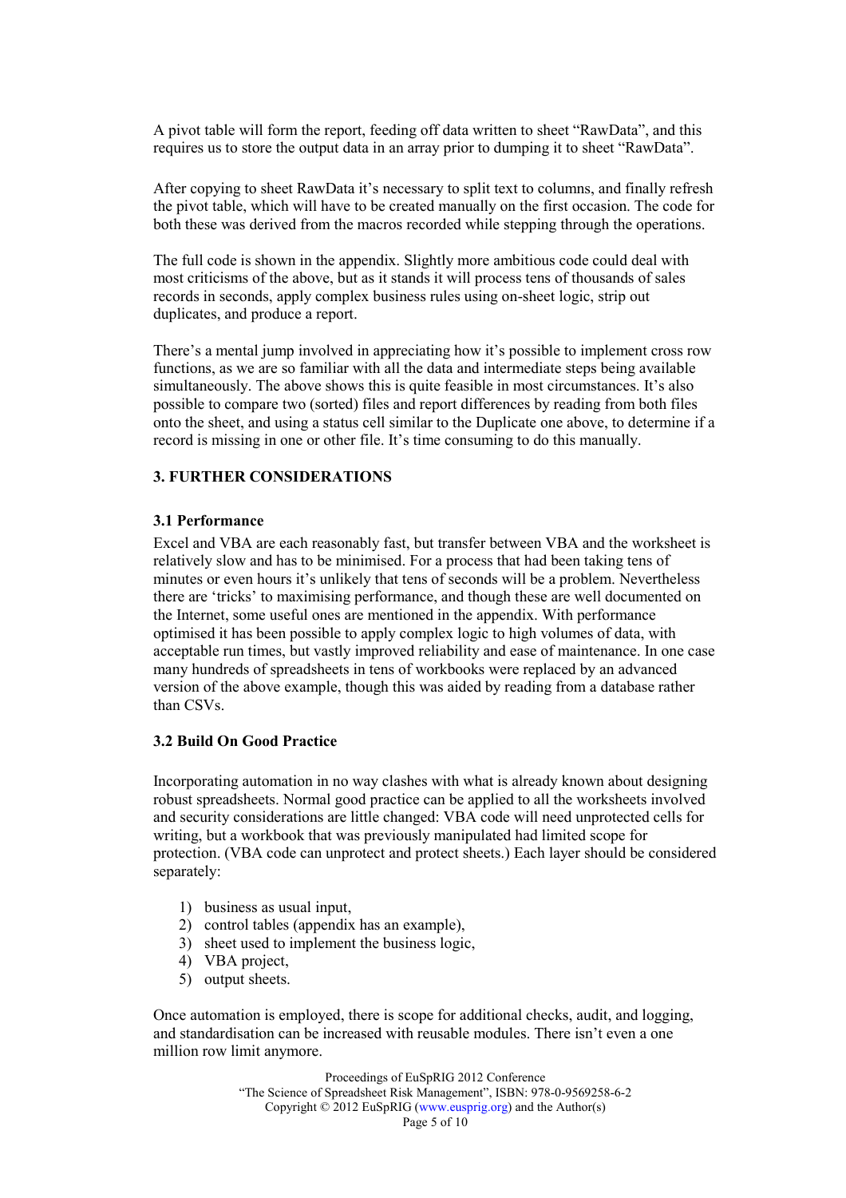A pivot table will form the report, feeding off data written to sheet "RawData", and this requires us to store the output data in an array prior to dumping it to sheet "RawData".

After copying to sheet RawData it's necessary to split text to columns, and finally refresh the pivot table, which will have to be created manually on the first occasion. The code for both these was derived from the macros recorded while stepping through the operations.

The full code is shown in the appendix. Slightly more ambitious code could deal with most criticisms of the above, but as it stands it will process tens of thousands of sales records in seconds, apply complex business rules using on-sheet logic, strip out duplicates, and produce a report.

There's a mental jump involved in appreciating how it's possible to implement cross row functions, as we are so familiar with all the data and intermediate steps being available simultaneously. The above shows this is quite feasible in most circumstances. It's also possible to compare two (sorted) files and report differences by reading from both files onto the sheet, and using a status cell similar to the Duplicate one above, to determine if a record is missing in one or other file. It's time consuming to do this manually.

## 3. FURTHER CONSIDERATIONS

### 3.1 Performance

Excel and VBA are each reasonably fast, but transfer between VBA and the worksheet is relatively slow and has to be minimised. For a process that had been taking tens of minutes or even hours it's unlikely that tens of seconds will be a problem. Nevertheless there are 'tricks' to maximising performance, and though these are well documented on the Internet, some useful ones are mentioned in the appendix. With performance optimised it has been possible to apply complex logic to high volumes of data, with acceptable run times, but vastly improved reliability and ease of maintenance. In one case many hundreds of spreadsheets in tens of workbooks were replaced by an advanced version of the above example, though this was aided by reading from a database rather than CSVs.

### 3.2 Build On Good Practice

Incorporating automation in no way clashes with what is already known about designing robust spreadsheets. Normal good practice can be applied to all the worksheets involved and security considerations are little changed: VBA code will need unprotected cells for writing, but a workbook that was previously manipulated had limited scope for protection. (VBA code can unprotect and protect sheets.) Each layer should be considered separately:

1) business as usual input,
2) control tables (appendix has an example),
3) sheet used to implement the business logic,
4) VBA project,
5) output sheets.

Once automation is employed, there is scope for additional checks, audit, and logging, and standardisation can be increased with reusable modules. There isn't even a one million row limit anymore.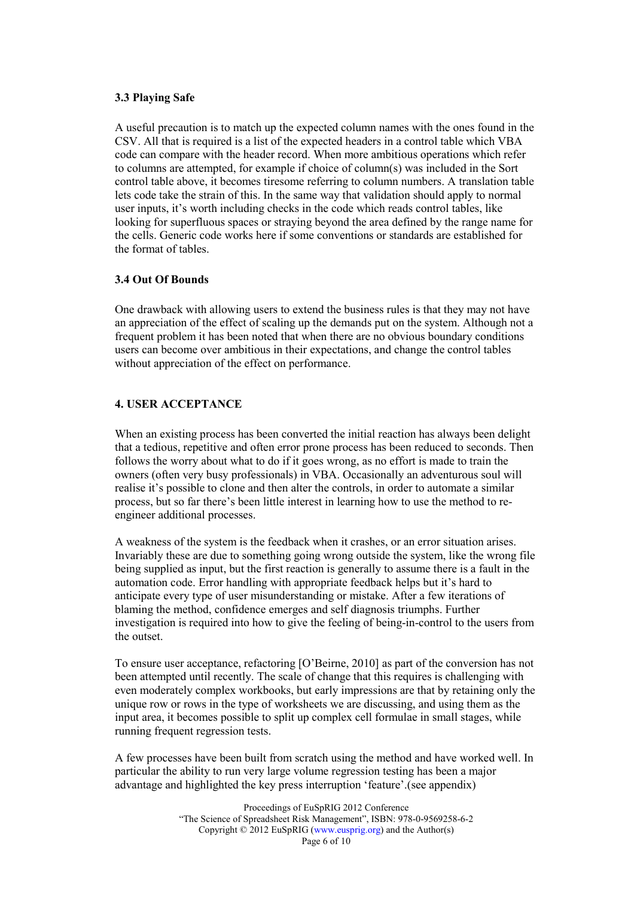### 3.3 Playing Safe

A useful precaution is to match up the expected column names with the ones found in the CSV. All that is required is a list of the expected headers in a control table which VBA code can compare with the header record. When more ambitious operations which refer to columns are attempted, for example if choice of column(s) was included in the Sort control table above, it becomes tiresome referring to column numbers. A translation table lets code take the strain of this. In the same way that validation should apply to normal user inputs, it's worth including checks in the code which reads control tables, like looking for superfluous spaces or straying beyond the area defined by the range name for the cells. Generic code works here if some conventions or standards are established for the format of tables.

### 3.4 Out Of Bounds

One drawback with allowing users to extend the business rules is that they may not have an appreciation of the effect of scaling up the demands put on the system. Although not a frequent problem it has been noted that when there are no obvious boundary conditions users can become over ambitious in their expectations, and change the control tables without appreciation of the effect on performance.

## 4. USER ACCEPTANCE

When an existing process has been converted the initial reaction has always been delight that a tedious, repetitive and often error prone process has been reduced to seconds. Then follows the worry about what to do if it goes wrong, as no effort is made to train the owners (often very busy professionals) in VBA. Occasionally an adventurous soul will realise it's possible to clone and then alter the controls, in order to automate a similar process, but so far there's been little interest in learning how to use the method to re-engineer additional processes.

A weakness of the system is the feedback when it crashes, or an error situation arises. Invariably these are due to something going wrong outside the system, like the wrong file being supplied as input, but the first reaction is generally to assume there is a fault in the automation code. Error handling with appropriate feedback helps but it's hard to anticipate every type of user misunderstanding or mistake. After a few iterations of blaming the method, confidence emerges and self diagnosis triumphs. Further investigation is required into how to give the feeling of being-in-control to the users from the outset.

To ensure user acceptance, refactoring [O'Beirne, 2010] as part of the conversion has not been attempted until recently. The scale of change that this requires is challenging with even moderately complex workbooks, but early impressions are that by retaining only the unique row or rows in the type of worksheets we are discussing, and using them as the input area, it becomes possible to split up complex cell formulae in small stages, while running frequent regression tests.

A few processes have been built from scratch using the method and have worked well. In particular the ability to run very large volume regression testing has been a major advantage and highlighted the key press interruption 'feature'.(see appendix)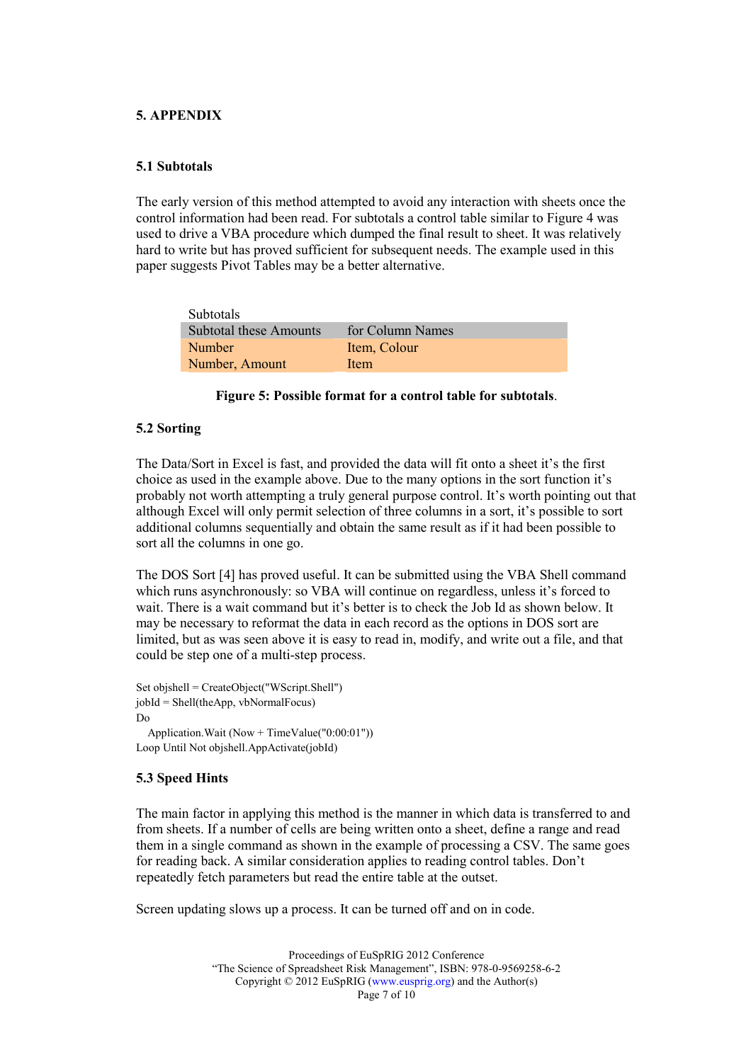## 5. APPENDIX

### 5.1 Subtotals

The early version of this method attempted to avoid any interaction with sheets once the control information had been read. For subtotals a control table similar to Figure 4 was used to drive a VBA procedure which dumped the final result to sheet. It was relatively hard to write but has proved sufficient for subsequent needs. The example used in this paper suggests Pivot Tables may be a better alternative.

Subtotals

| Subtotal these Amounts | for Column Names |
|---|---|
| Number | Item, Colour |
| Number, Amount | Item |

**Figure 5: Possible format for a control table for subtotals**.

### 5.2 Sorting

The Data/Sort in Excel is fast, and provided the data will fit onto a sheet it's the first choice as used in the example above. Due to the many options in the sort function it's probably not worth attempting a truly general purpose control. It's worth pointing out that although Excel will only permit selection of three columns in a sort, it's possible to sort additional columns sequentially and obtain the same result as if it had been possible to sort all the columns in one go.

The DOS Sort [4] has proved useful. It can be submitted using the VBA Shell command which runs asynchronously: so VBA will continue on regardless, unless it's forced to wait. There is a wait command but it's better is to check the Job Id as shown below. It may be necessary to reformat the data in each record as the options in DOS sort are limited, but as was seen above it is easy to read in, modify, and write out a file, and that could be step one of a multi-step process.

```
Set objshell = CreateObject("WScript.Shell")
jobId = Shell(theApp, vbNormalFocus)
Do
   Application.Wait (Now + TimeValue("0:00:01"))
Loop Until Not objshell.AppActivate(jobId)
```

### 5.3 Speed Hints

The main factor in applying this method is the manner in which data is transferred to and from sheets. If a number of cells are being written onto a sheet, define a range and read them in a single command as shown in the example of processing a CSV. The same goes for reading back. A similar consideration applies to reading control tables. Don't repeatedly fetch parameters but read the entire table at the outset.

Screen updating slows up a process. It can be turned off and on in code.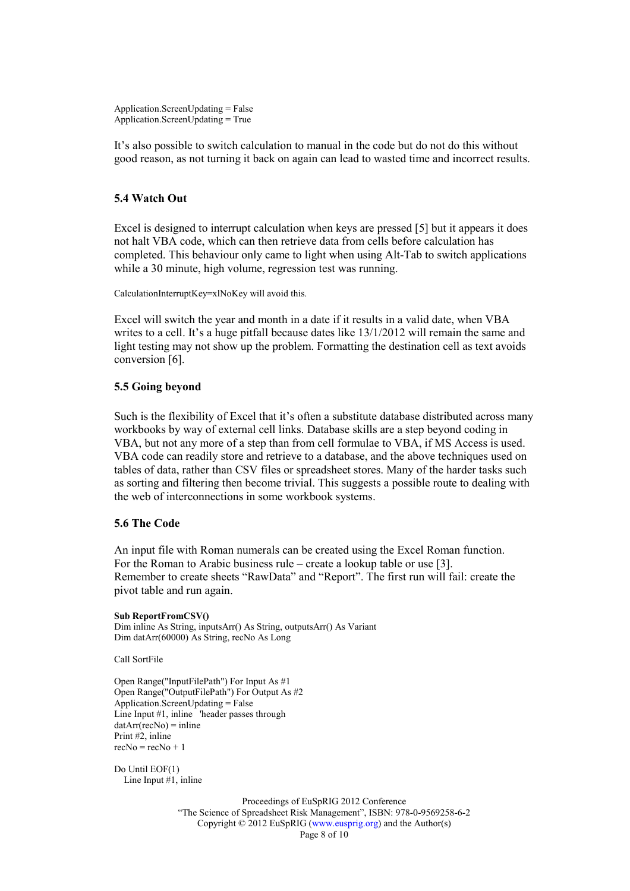```
Application.ScreenUpdating = False
Application.ScreenUpdating = True
```

It's also possible to switch calculation to manual in the code but do not do this without good reason, as not turning it back on again can lead to wasted time and incorrect results.

### 5.4 Watch Out

Excel is designed to interrupt calculation when keys are pressed [5] but it appears it does not halt VBA code, which can then retrieve data from cells before calculation has completed. This behaviour only came to light when using Alt-Tab to switch applications while a 30 minute, high volume, regression test was running.

```
CalculationInterruptKey=xlNoKey will avoid this.
```

Excel will switch the year and month in a date if it results in a valid date, when VBA writes to a cell. It's a huge pitfall because dates like 13/1/2012 will remain the same and light testing may not show up the problem. Formatting the destination cell as text avoids conversion [6].

### 5.5 Going beyond

Such is the flexibility of Excel that it's often a substitute database distributed across many workbooks by way of external cell links. Database skills are a step beyond coding in VBA, but not any more of a step than from cell formulae to VBA, if MS Access is used. VBA code can readily store and retrieve to a database, and the above techniques used on tables of data, rather than CSV files or spreadsheet stores. Many of the harder tasks such as sorting and filtering then become trivial. This suggests a possible route to dealing with the web of interconnections in some workbook systems.

### 5.6 The Code

An input file with Roman numerals can be created using the Excel Roman function.
For the Roman to Arabic business rule – create a lookup table or use [3].
Remember to create sheets "RawData" and "Report". The first run will fail: create the pivot table and run again.

```
Sub ReportFromCSV()
Dim inline As String, inputsArr() As String, outputsArr() As Variant
Dim datArr(60000) As String, recNo As Long

Call SortFile

Open Range("InputFilePath") For Input As #1
Open Range("OutputFilePath") For Output As #2
Application.ScreenUpdating = False
Line Input #1, inline   'header passes through
datArr(recNo) = inline
Print #2, inline
recNo = recNo + 1

Do Until EOF(1)
   Line Input #1, inline
```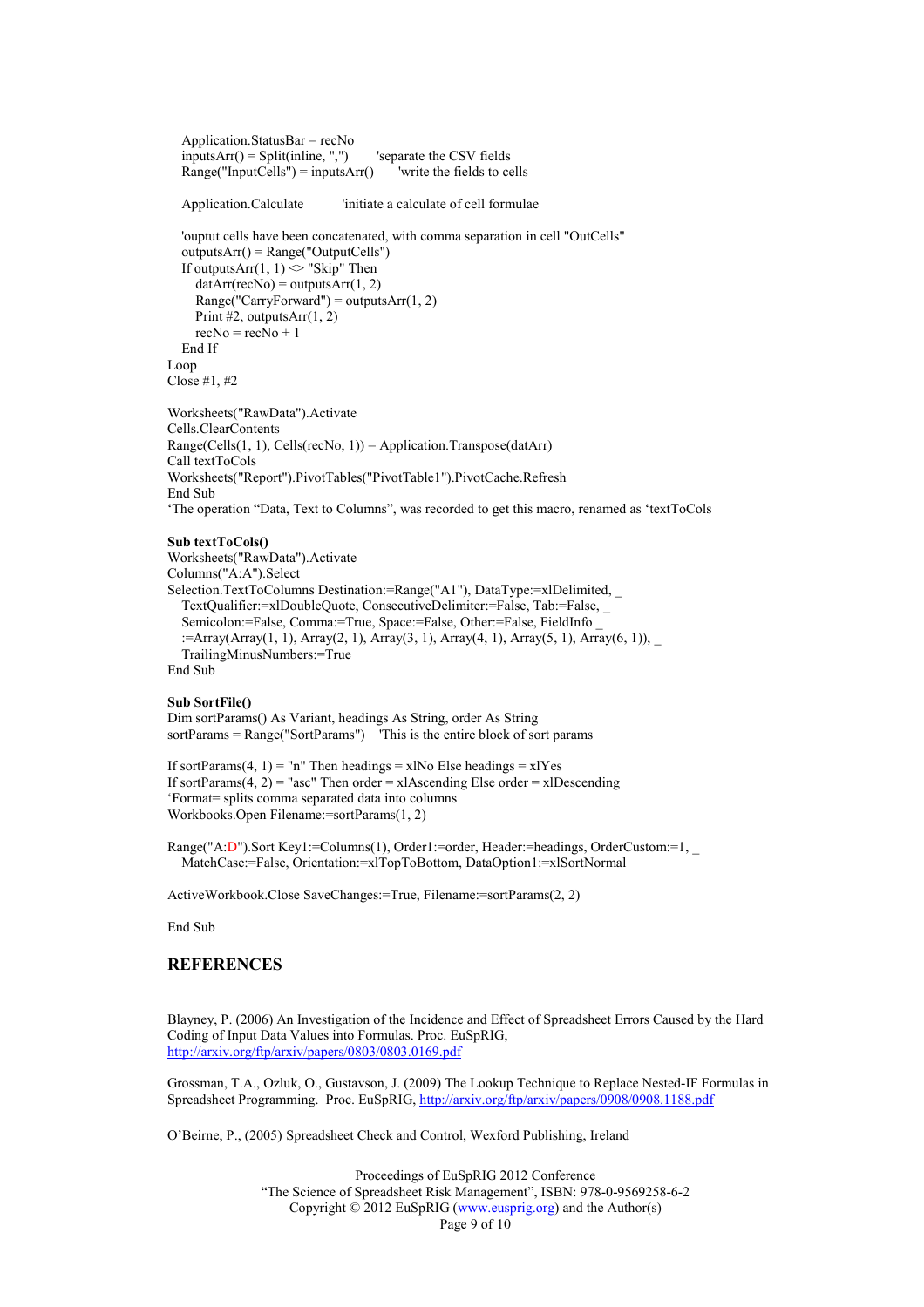```
    Application.StatusBar = recNo
    inputsArr() = Split(inline, ",")       'separate the CSV fields
    Range("InputCells") = inputsArr()      'write the fields to cells

    Application.Calculate          'initiate a calculate of cell formulae

    'ouptut cells have been concatenated, with comma separation in cell "OutCells"
    outputsArr() = Range("OutputCells")
    If outputsArr(1, 1) <> "Skip" Then
        datArr(recNo) = outputsArr(1, 2)
        Range("CarryForward") = outputsArr(1, 2)
        Print #2, outputsArr(1, 2)
        recNo = recNo + 1
    End If
Loop
Close #1, #2

Worksheets("RawData").Activate
Cells.ClearContents
Range(Cells(1, 1), Cells(recNo, 1)) = Application.Transpose(datArr)
Call textToCols
Worksheets("Report").PivotTables("PivotTable1").PivotCache.Refresh
End Sub
'The operation "Data, Text to Columns", was recorded to get this macro, renamed as 'textToCols
```

**Sub textToCols()**

```
Worksheets("RawData").Activate
Columns("A:A").Select
Selection.TextToColumns Destination:=Range("A1"), DataType:=xlDelimited, _
    TextQualifier:=xlDoubleQuote, ConsecutiveDelimiter:=False, Tab:=False, _
    Semicolon:=False, Comma:=True, Space:=False, Other:=False, FieldInfo _
    :=Array(Array(1, 1), Array(2, 1), Array(3, 1), Array(4, 1), Array(5, 1), Array(6, 1)), _
    TrailingMinusNumbers:=True
End Sub
```

**Sub SortFile()**

```
Dim sortParams() As Variant, headings As String, order As String
sortParams = Range("SortParams")    'This is the entire block of sort params

If sortParams(4, 1) = "n" Then headings = xlNo Else headings = xlYes
If sortParams(4, 2) = "asc" Then order = xlAscending Else order = xlDescending
'Format= splits comma separated data into columns
Workbooks.Open Filename:=sortParams(1, 2)

Range("A:D").Sort Key1:=Columns(1), Order1:=order, Header:=headings, OrderCustom:=1, _
    MatchCase:=False, Orientation:=xlTopToBottom, DataOption1:=xlSortNormal

ActiveWorkbook.Close SaveChanges:=True, Filename:=sortParams(2, 2)

End Sub
```

## REFERENCES

Blayney, P. (2006) An Investigation of the Incidence and Effect of Spreadsheet Errors Caused by the Hard Coding of Input Data Values into Formulas. Proc. EuSpRIG, http://arxiv.org/ftp/arxiv/papers/0803/0803.0169.pdf

Grossman, T.A., Ozluk, O., Gustavson, J. (2009) The Lookup Technique to Replace Nested-IF Formulas in Spreadsheet Programming. Proc. EuSpRIG, http://arxiv.org/ftp/arxiv/papers/0908/0908.1188.pdf

O'Beirne, P., (2005) Spreadsheet Check and Control, Wexford Publishing, Ireland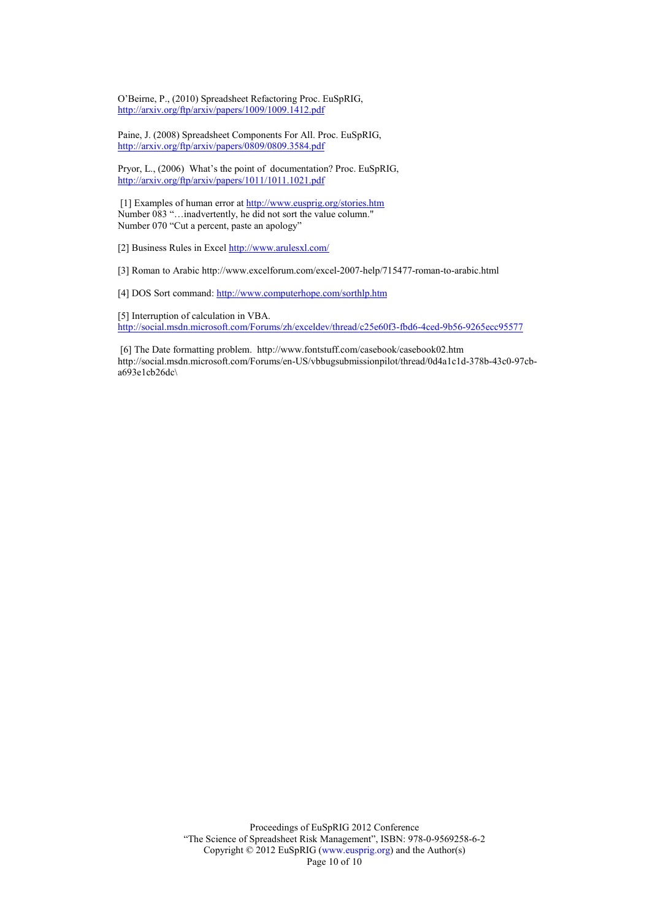O'Beirne, P., (2010) Spreadsheet Refactoring Proc. EuSpRIG, http://arxiv.org/ftp/arxiv/papers/1009/1009.1412.pdf

Paine, J. (2008) Spreadsheet Components For All. Proc. EuSpRIG, http://arxiv.org/ftp/arxiv/papers/0809/0809.3584.pdf

Pryor, L., (2006) What's the point of documentation? Proc. EuSpRIG, http://arxiv.org/ftp/arxiv/papers/1011/1011.1021.pdf

[1] Examples of human error at http://www.eusprig.org/stories.htm
Number 083 "…inadvertently, he did not sort the value column."
Number 070 "Cut a percent, paste an apology"

[2] Business Rules in Excel http://www.arulesxl.com/

[3] Roman to Arabic http://www.excelforum.com/excel-2007-help/715477-roman-to-arabic.html

[4] DOS Sort command: http://www.computerhope.com/sorthlp.htm

[5] Interruption of calculation in VBA.
http://social.msdn.microsoft.com/Forums/zh/exceldev/thread/c25e60f3-fbd6-4ced-9b56-9265ecc95577

[6] The Date formatting problem. http://www.fontstuff.com/casebook/casebook02.htm
http://social.msdn.microsoft.com/Forums/en-US/vbbugsubmissionpilot/thread/0d4a1c1d-378b-43c0-97cb-a693e1cb26dc\